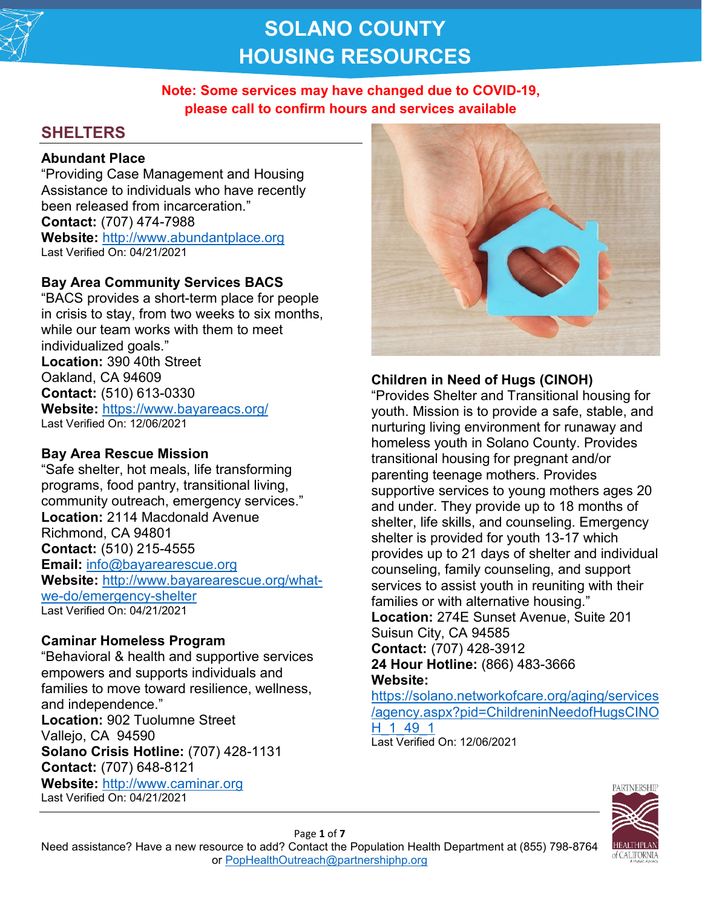# SOLANO COUNTY HOUSING RESOURCES

**Note: Some services may have changed due to COVID-19, please call to confirm hours and services available**

## SHELTERS

### Abundant Place

"Providing Case Management and Housing Assistance to individuals who have recently been released from incarceration."

**Contact:** (707) 474-7988

**Website:** http://www.abundantplace.org

Last Verified On: 04/21/2021

### Bay Area Community Services BACS

"BACS provides a short-term place for people in crisis to stay, from two weeks to six months, while our team works with them to meet individualized goals."

**Location:** 390 40th Street
Oakland, CA 94609

**Contact:** (510) 613-0330

**Website:** https://www.bayareacs.org/

Last Verified On: 12/06/2021

### Bay Area Rescue Mission

"Safe shelter, hot meals, life transforming programs, food pantry, transitional living, community outreach, emergency services."

**Location:** 2114 Macdonald Avenue
Richmond, CA 94801

**Contact:** (510) 215-4555

**Email:** info@bayarearescue.org

**Website:** http://www.bayarearescue.org/what-we-do/emergency-shelter

Last Verified On: 04/21/2021

### Caminar Homeless Program

"Behavioral & health and supportive services empowers and supports individuals and families to move toward resilience, wellness, and independence."

**Location:** 902 Tuolumne Street
Vallejo, CA 94590

**Solano Crisis Hotline:** (707) 428-1131

**Contact:** (707) 648-8121

**Website:** http://www.caminar.org

Last Verified On: 04/21/2021

### Children in Need of Hugs (CINOH)

"Provides Shelter and Transitional housing for youth. Mission is to provide a safe, stable, and nurturing living environment for runaway and homeless youth in Solano County. Provides transitional housing for pregnant and/or parenting teenage mothers. Provides supportive services to young mothers ages 20 and under. They provide up to 18 months of shelter, life skills, and counseling. Emergency shelter is provided for youth 13-17 which provides up to 21 days of shelter and individual counseling, family counseling, and support services to assist youth in reuniting with their families or with alternative housing."

**Location:** 274E Sunset Avenue, Suite 201
Suisun City, CA 94585

**Contact:** (707) 428-3912

**24 Hour Hotline:** (866) 483-3666

**Website:** https://solano.networkofcare.org/aging/services/agency.aspx?pid=ChildreninNeedofHugsCINOH_1_49_1

Last Verified On: 12/06/2021

Need assistance? Have a new resource to add? Contact the Population Health Department at (855) 798-8764 or PopHealthOutreach@partnershiphp.org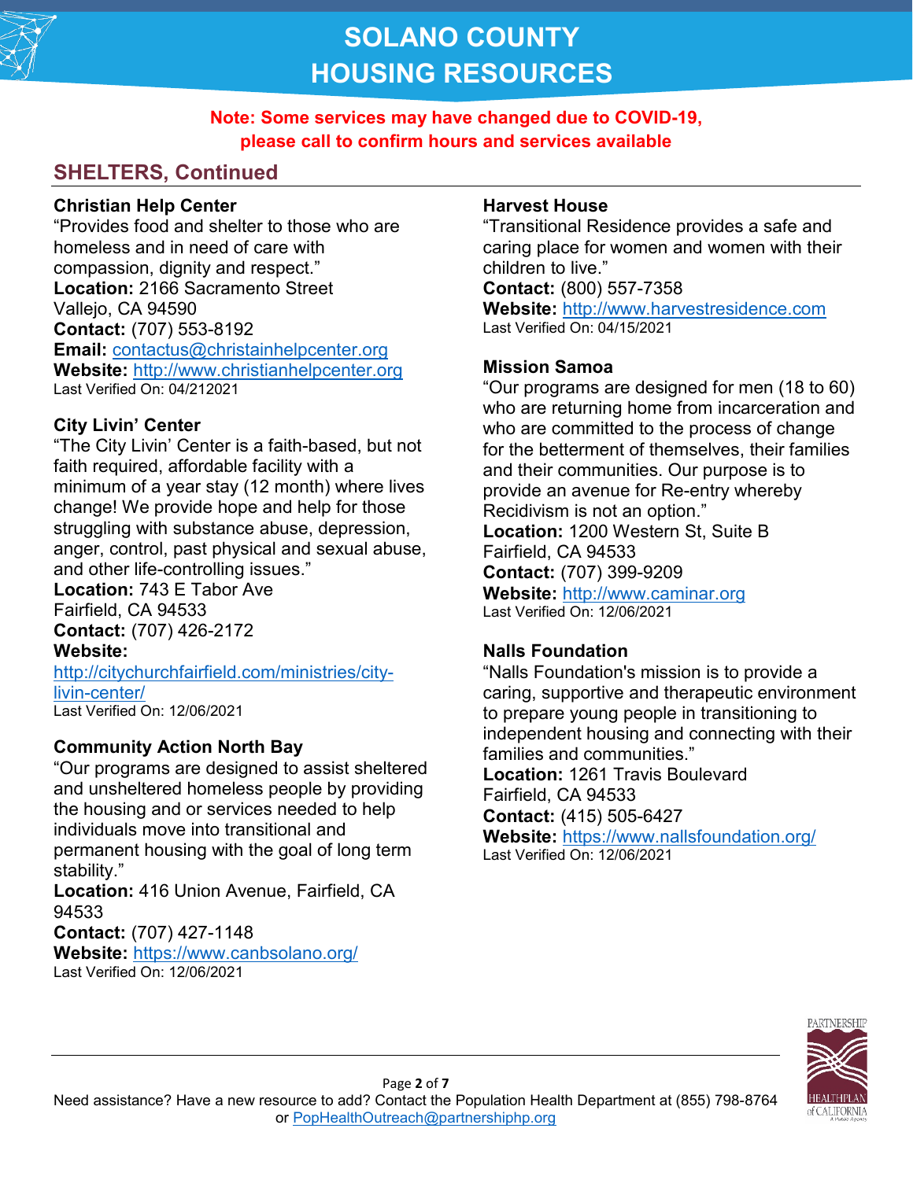# SOLANO COUNTY HOUSING RESOURCES

**Note: Some services may have changed due to COVID-19, please call to confirm hours and services available**

## SHELTERS, Continued

### Christian Help Center

"Provides food and shelter to those who are homeless and in need of care with compassion, dignity and respect."

**Location:** 2166 Sacramento Street
Vallejo, CA 94590
**Contact:** (707) 553-8192
**Email:** contactus@christainhelpcenter.org
**Website:** http://www.christianhelpcenter.org
Last Verified On: 04/212021

### City Livin' Center

"The City Livin' Center is a faith-based, but not faith required, affordable facility with a minimum of a year stay (12 month) where lives change! We provide hope and help for those struggling with substance abuse, depression, anger, control, past physical and sexual abuse, and other life-controlling issues."

**Location:** 743 E Tabor Ave
Fairfield, CA 94533
**Contact:** (707) 426-2172
**Website:** http://citychurchfairfield.com/ministries/city-livin-center/
Last Verified On: 12/06/2021

### Community Action North Bay

"Our programs are designed to assist sheltered and unsheltered homeless people by providing the housing and or services needed to help individuals move into transitional and permanent housing with the goal of long term stability."

**Location:** 416 Union Avenue, Fairfield, CA 94533
**Contact:** (707) 427-1148
**Website:** https://www.canbsolano.org/
Last Verified On: 12/06/2021

### Harvest House

"Transitional Residence provides a safe and caring place for women and women with their children to live."

**Contact:** (800) 557-7358
**Website:** http://www.harvestresidence.com
Last Verified On: 04/15/2021

### Mission Samoa

"Our programs are designed for men (18 to 60) who are returning home from incarceration and who are committed to the process of change for the betterment of themselves, their families and their communities. Our purpose is to provide an avenue for Re-entry whereby Recidivism is not an option."

**Location:** 1200 Western St, Suite B
Fairfield, CA 94533
**Contact:** (707) 399-9209
**Website:** http://www.caminar.org
Last Verified On: 12/06/2021

### Nalls Foundation

"Nalls Foundation's mission is to provide a caring, supportive and therapeutic environment to prepare young people in transitioning to independent housing and connecting with their families and communities."

**Location:** 1261 Travis Boulevard
Fairfield, CA 94533
**Contact:** (415) 505-6427
**Website:** https://www.nallsfoundation.org/
Last Verified On: 12/06/2021

Need assistance? Have a new resource to add? Contact the Population Health Department at (855) 798-8764 or PopHealthOutreach@partnershiphp.org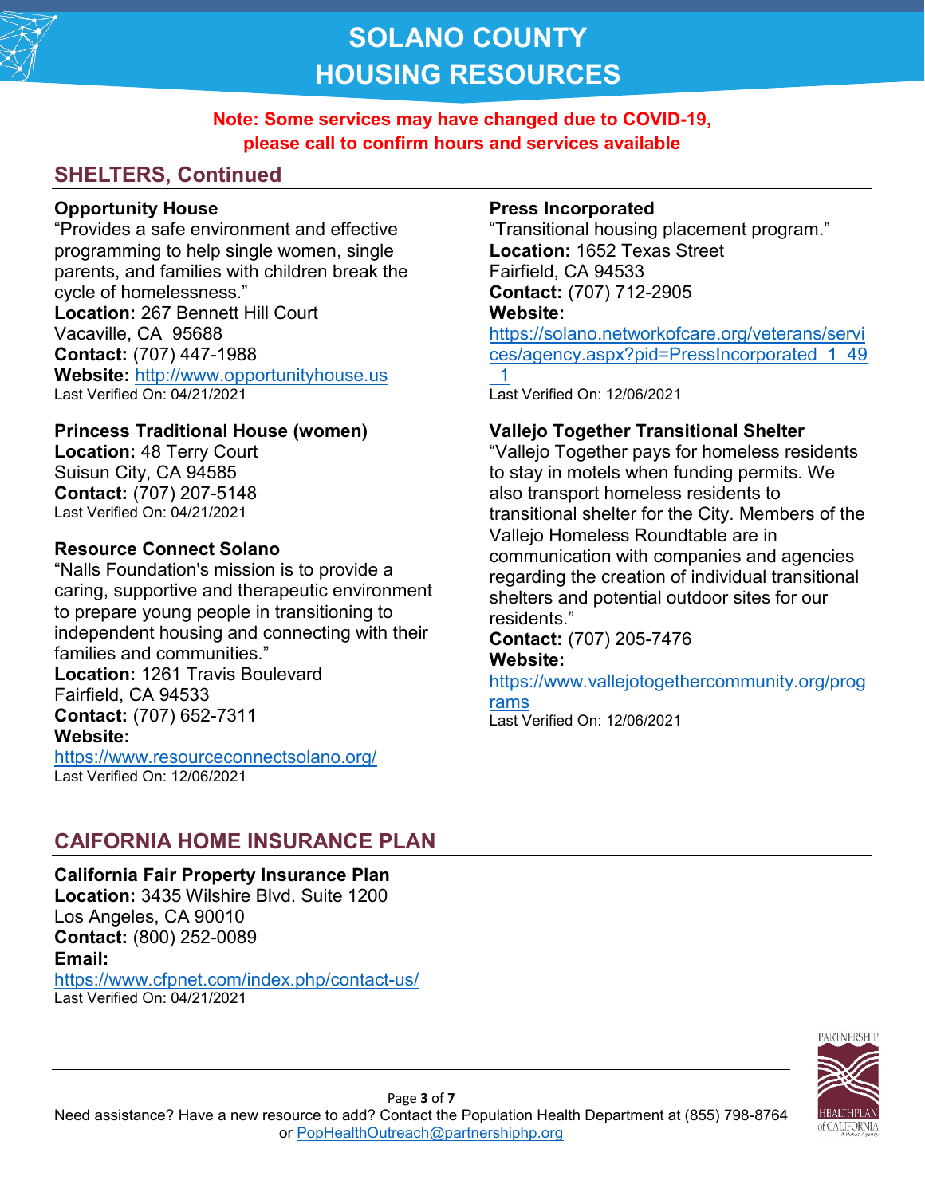# SOLANO COUNTY
# HOUSING RESOURCES

**Note: Some services may have changed due to COVID-19, please call to confirm hours and services available**

## SHELTERS, Continued

**Opportunity House**
"Provides a safe environment and effective programming to help single women, single parents, and families with children break the cycle of homelessness."
**Location:** 267 Bennett Hill Court
Vacaville, CA 95688
**Contact:** (707) 447-1988
**Website:** http://www.opportunityhouse.us
Last Verified On: 04/21/2021

**Princess Traditional House (women)**
**Location:** 48 Terry Court
Suisun City, CA 94585
**Contact:** (707) 207-5148
Last Verified On: 04/21/2021

**Resource Connect Solano**
"Nalls Foundation's mission is to provide a caring, supportive and therapeutic environment to prepare young people in transitioning to independent housing and connecting with their families and communities."
**Location:** 1261 Travis Boulevard
Fairfield, CA 94533
**Contact:** (707) 652-7311
**Website:**
https://www.resourceconnectsolano.org/
Last Verified On: 12/06/2021

**Press Incorporated**
"Transitional housing placement program."
**Location:** 1652 Texas Street
Fairfield, CA 94533
**Contact:** (707) 712-2905
**Website:**
https://solano.networkofcare.org/veterans/services/agency.aspx?pid=PressIncorporated_1_49_1
Last Verified On: 12/06/2021

**Vallejo Together Transitional Shelter**
"Vallejo Together pays for homeless residents to stay in motels when funding permits. We also transport homeless residents to transitional shelter for the City. Members of the Vallejo Homeless Roundtable are in communication with companies and agencies regarding the creation of individual transitional shelters and potential outdoor sites for our residents."
**Contact:** (707) 205-7476
**Website:**
https://www.vallejotogethercommunity.org/programs
Last Verified On: 12/06/2021

## CAIFORNIA HOME INSURANCE PLAN

**California Fair Property Insurance Plan**
**Location:** 3435 Wilshire Blvd. Suite 1200
Los Angeles, CA 90010
**Contact:** (800) 252-0089
**Email:**
https://www.cfpnet.com/index.php/contact-us/
Last Verified On: 04/21/2021

Need assistance? Have a new resource to add? Contact the Population Health Department at (855) 798-8764 or PopHealthOutreach@partnershiphp.org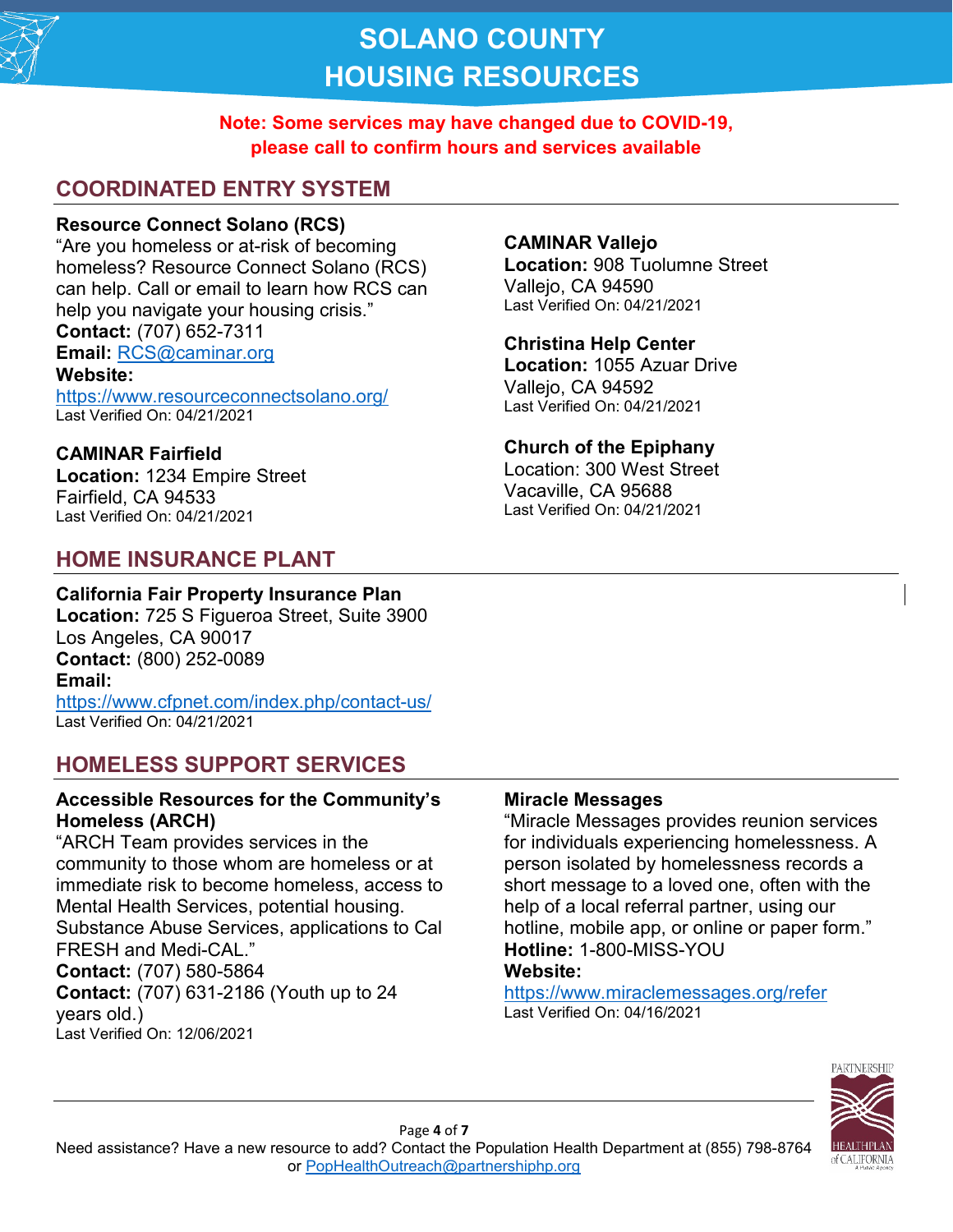# SOLANO COUNTY HOUSING RESOURCES

**Note: Some services may have changed due to COVID-19, please call to confirm hours and services available**

## COORDINATED ENTRY SYSTEM

**Resource Connect Solano (RCS)**
"Are you homeless or at-risk of becoming homeless? Resource Connect Solano (RCS) can help. Call or email to learn how RCS can help you navigate your housing crisis."
**Contact:** (707) 652-7311
**Email:** RCS@caminar.org
**Website:**
https://www.resourceconnectsolano.org/
Last Verified On: 04/21/2021

**CAMINAR Fairfield**
**Location:** 1234 Empire Street
Fairfield, CA 94533
Last Verified On: 04/21/2021

**CAMINAR Vallejo**
**Location:** 908 Tuolumne Street
Vallejo, CA 94590
Last Verified On: 04/21/2021

**Christina Help Center**
**Location:** 1055 Azuar Drive
Vallejo, CA 94592
Last Verified On: 04/21/2021

**Church of the Epiphany**
Location: 300 West Street
Vacaville, CA 95688
Last Verified On: 04/21/2021

## HOME INSURANCE PLANT

**California Fair Property Insurance Plan**
**Location:** 725 S Figueroa Street, Suite 3900
Los Angeles, CA 90017
**Contact:** (800) 252-0089
**Email:**
https://www.cfpnet.com/index.php/contact-us/
Last Verified On: 04/21/2021

## HOMELESS SUPPORT SERVICES

**Accessible Resources for the Community's Homeless (ARCH)**
"ARCH Team provides services in the community to those whom are homeless or at immediate risk to become homeless, access to Mental Health Services, potential housing. Substance Abuse Services, applications to Cal FRESH and Medi-CAL."
**Contact:** (707) 580-5864
**Contact:** (707) 631-2186 (Youth up to 24 years old.)
Last Verified On: 12/06/2021

**Miracle Messages**
"Miracle Messages provides reunion services for individuals experiencing homelessness. A person isolated by homelessness records a short message to a loved one, often with the help of a local referral partner, using our hotline, mobile app, or online or paper form."
**Hotline:** 1-800-MISS-YOU
**Website:**
https://www.miraclemessages.org/refer
Last Verified On: 04/16/2021

Need assistance? Have a new resource to add? Contact the Population Health Department at (855) 798-8764 or PopHealthOutreach@partnershiphp.org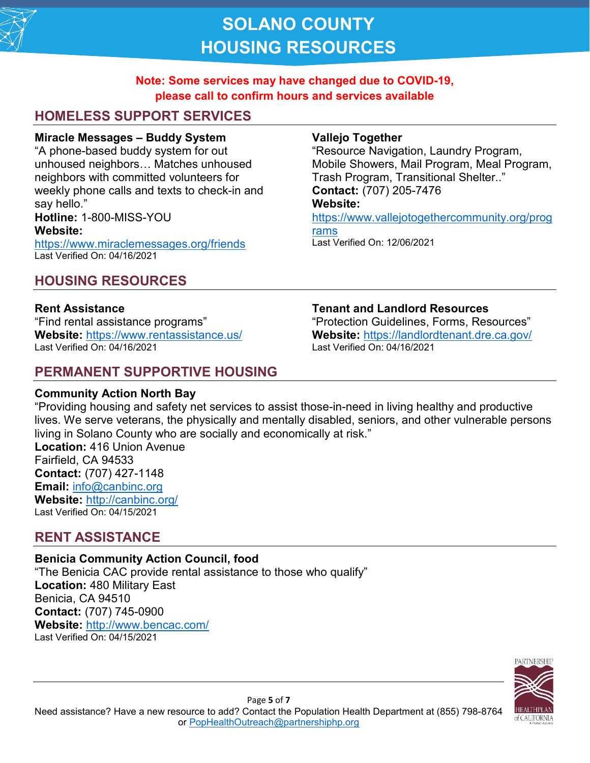# SOLANO COUNTY HOUSING RESOURCES

**Note: Some services may have changed due to COVID-19, please call to confirm hours and services available**

## HOMELESS SUPPORT SERVICES

**Miracle Messages – Buddy System**
"A phone-based buddy system for out unhoused neighbors… Matches unhoused neighbors with committed volunteers for weekly phone calls and texts to check-in and say hello."
**Hotline:** 1-800-MISS-YOU
**Website:**
https://www.miraclemessages.org/friends
Last Verified On: 04/16/2021

**Vallejo Together**
"Resource Navigation, Laundry Program, Mobile Showers, Mail Program, Meal Program, Trash Program, Transitional Shelter.."
**Contact:** (707) 205-7476
**Website:**
https://www.vallejotogethercommunity.org/programs
Last Verified On: 12/06/2021

## HOUSING RESOURCES

**Rent Assistance**
"Find rental assistance programs"
**Website:** https://www.rentassistance.us/
Last Verified On: 04/16/2021

**Tenant and Landlord Resources**
"Protection Guidelines, Forms, Resources"
**Website:** https://landlordtenant.dre.ca.gov/
Last Verified On: 04/16/2021

## PERMANENT SUPPORTIVE HOUSING

**Community Action North Bay**
"Providing housing and safety net services to assist those-in-need in living healthy and productive lives. We serve veterans, the physically and mentally disabled, seniors, and other vulnerable persons living in Solano County who are socially and economically at risk."
**Location:** 416 Union Avenue
Fairfield, CA 94533
**Contact:** (707) 427-1148
**Email:** info@canbinc.org
**Website:** http://canbinc.org/
Last Verified On: 04/15/2021

## RENT ASSISTANCE

**Benicia Community Action Council, food**
"The Benicia CAC provide rental assistance to those who qualify"
**Location:** 480 Military East
Benicia, CA 94510
**Contact:** (707) 745-0900
**Website:** http://www.bencac.com/
Last Verified On: 04/15/2021

Need assistance? Have a new resource to add? Contact the Population Health Department at (855) 798-8764 or PopHealthOutreach@partnershiphp.org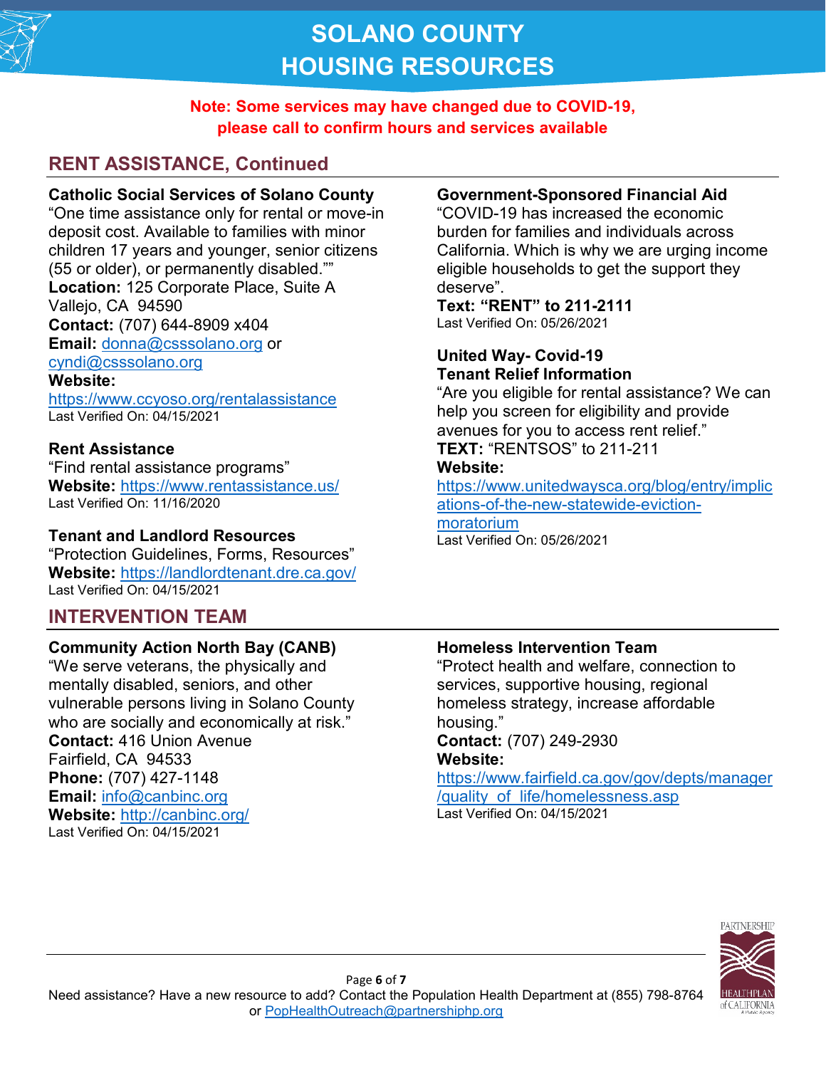# SOLANO COUNTY HOUSING RESOURCES

**Note: Some services may have changed due to COVID-19, please call to confirm hours and services available**

## RENT ASSISTANCE, Continued

**Catholic Social Services of Solano County**
"One time assistance only for rental or move-in deposit cost. Available to families with minor children 17 years and younger, senior citizens (55 or older), or permanently disabled.""
**Location:** 125 Corporate Place, Suite A
Vallejo, CA 94590
**Contact:** (707) 644-8909 x404
**Email:** donna@csssolano.org or cyndi@csssolano.org
**Website:**
https://www.ccyoso.org/rentalassistance
Last Verified On: 04/15/2021

**Rent Assistance**
"Find rental assistance programs"
**Website:** https://www.rentassistance.us/
Last Verified On: 11/16/2020

**Tenant and Landlord Resources**
"Protection Guidelines, Forms, Resources"
**Website:** https://landlordtenant.dre.ca.gov/
Last Verified On: 04/15/2021

**Government-Sponsored Financial Aid**
"COVID-19 has increased the economic burden for families and individuals across California. Which is why we are urging income eligible households to get the support they deserve".
**Text: "RENT" to 211-2111**
Last Verified On: 05/26/2021

**United Way- Covid-19 Tenant Relief Information**
"Are you eligible for rental assistance? We can help you screen for eligibility and provide avenues for you to access rent relief."
**TEXT:** "RENTSOS" to 211-211
**Website:**
https://www.unitedwaysca.org/blog/entry/implications-of-the-new-statewide-eviction-moratorium
Last Verified On: 05/26/2021

## INTERVENTION TEAM

**Community Action North Bay (CANB)**
"We serve veterans, the physically and mentally disabled, seniors, and other vulnerable persons living in Solano County who are socially and economically at risk."
**Contact:** 416 Union Avenue
Fairfield, CA 94533
**Phone:** (707) 427-1148
**Email:** info@canbinc.org
**Website:** http://canbinc.org/
Last Verified On: 04/15/2021

**Homeless Intervention Team**
"Protect health and welfare, connection to services, supportive housing, regional homeless strategy, increase affordable housing."
**Contact:** (707) 249-2930
**Website:**
https://www.fairfield.ca.gov/gov/depts/manager/quality_of_life/homelessness.asp
Last Verified On: 04/15/2021

Need assistance? Have a new resource to add? Contact the Population Health Department at (855) 798-8764 or PopHealthOutreach@partnershiphp.org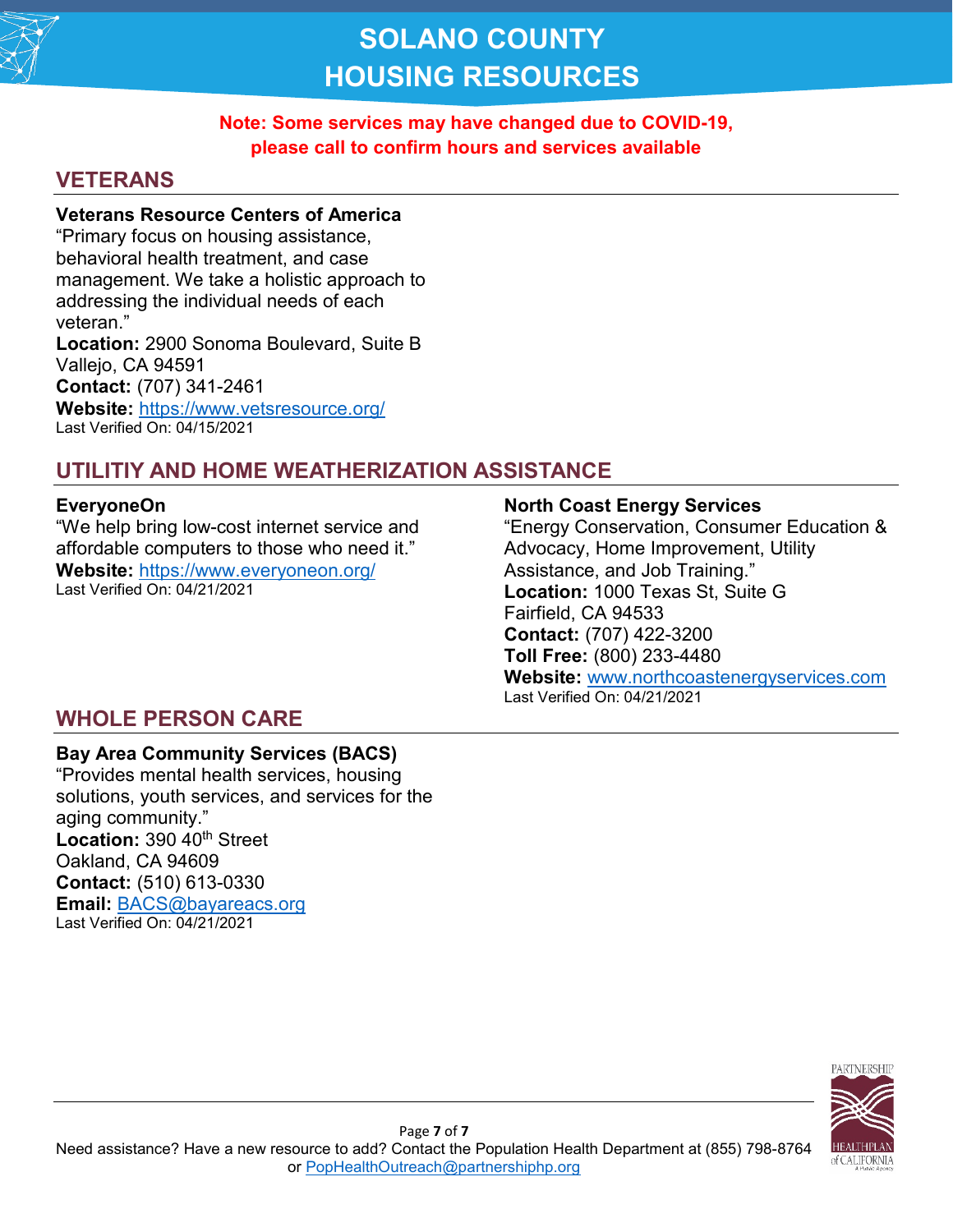# SOLANO COUNTY HOUSING RESOURCES

**Note: Some services may have changed due to COVID-19, please call to confirm hours and services available**

## VETERANS

**Veterans Resource Centers of America**
"Primary focus on housing assistance, behavioral health treatment, and case management. We take a holistic approach to addressing the individual needs of each veteran."
**Location:** 2900 Sonoma Boulevard, Suite B
Vallejo, CA 94591
**Contact:** (707) 341-2461
**Website:** https://www.vetsresource.org/
Last Verified On: 04/15/2021

## UTILITIY AND HOME WEATHERIZATION ASSISTANCE

**EveryoneOn**
"We help bring low-cost internet service and affordable computers to those who need it."
**Website:** https://www.everyoneon.org/
Last Verified On: 04/21/2021

**North Coast Energy Services**
"Energy Conservation, Consumer Education & Advocacy, Home Improvement, Utility Assistance, and Job Training."
**Location:** 1000 Texas St, Suite G
Fairfield, CA 94533
**Contact:** (707) 422-3200
**Toll Free:** (800) 233-4480
**Website:** www.northcoastenergyservices.com
Last Verified On: 04/21/2021

## WHOLE PERSON CARE

**Bay Area Community Services (BACS)**
"Provides mental health services, housing solutions, youth services, and services for the aging community."
**Location:** 390 40th Street
Oakland, CA 94609
**Contact:** (510) 613-0330
**Email:** BACS@bayareacs.org
Last Verified On: 04/21/2021

Need assistance? Have a new resource to add? Contact the Population Health Department at (855) 798-8764 or PopHealthOutreach@partnershiphp.org